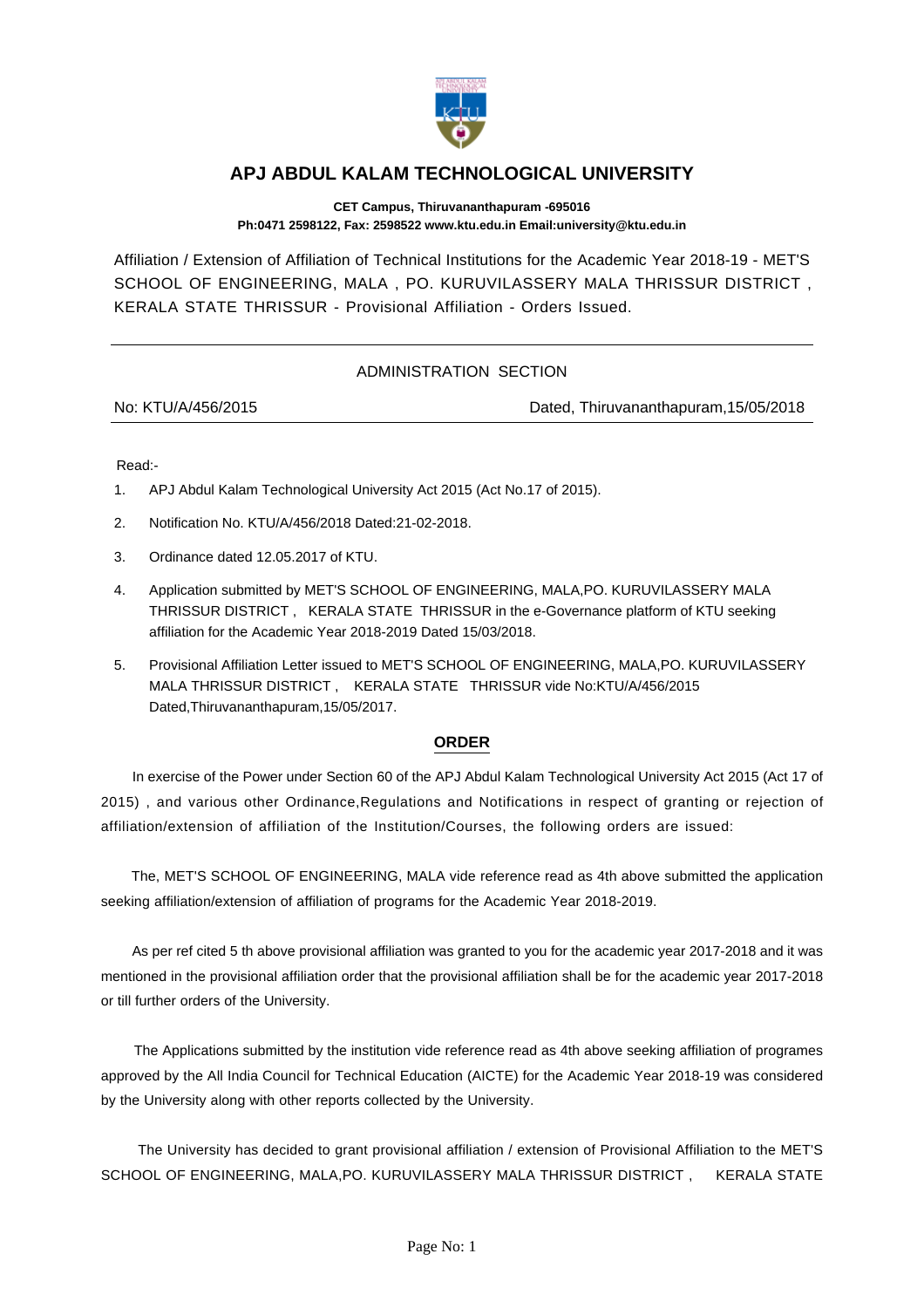# APJ ABDUL KALAM TECHNOLOGICAL UNIVERSITY

**CET Campus, Thiruvananthapuram -695016**
**Ph:0471 2598122, Fax: 2598522 www.ktu.edu.in Email:university@ktu.edu.in**

Affiliation / Extension of Affiliation of Technical Institutions for the Academic Year 2018-19 - MET'S SCHOOL OF ENGINEERING, MALA , PO. KURUVILASSERY MALA THRISSUR DISTRICT , KERALA STATE THRISSUR - Provisional Affiliation - Orders Issued.

---

ADMINISTRATION SECTION

No: KTU/A/456/2015 Dated, Thiruvananthapuram,15/05/2018

---

Read:-

1. APJ Abdul Kalam Technological University Act 2015 (Act No.17 of 2015).
2. Notification No. KTU/A/456/2018 Dated:21-02-2018.
3. Ordinance dated 12.05.2017 of KTU.
4. Application submitted by MET'S SCHOOL OF ENGINEERING, MALA,PO. KURUVILASSERY MALA THRISSUR DISTRICT , KERALA STATE THRISSUR in the e-Governance platform of KTU seeking affiliation for the Academic Year 2018-2019 Dated 15/03/2018.
5. Provisional Affiliation Letter issued to MET'S SCHOOL OF ENGINEERING, MALA,PO. KURUVILASSERY MALA THRISSUR DISTRICT , KERALA STATE THRISSUR vide No:KTU/A/456/2015 Dated,Thiruvananthapuram,15/05/2017.

## ORDER

In exercise of the Power under Section 60 of the APJ Abdul Kalam Technological University Act 2015 (Act 17 of 2015) , and various other Ordinance,Regulations and Notifications in respect of granting or rejection of affiliation/extension of affiliation of the Institution/Courses, the following orders are issued:

The, MET'S SCHOOL OF ENGINEERING, MALA vide reference read as 4th above submitted the application seeking affiliation/extension of affiliation of programs for the Academic Year 2018-2019.

As per ref cited 5 th above provisional affiliation was granted to you for the academic year 2017-2018 and it was mentioned in the provisional affiliation order that the provisional affiliation shall be for the academic year 2017-2018 or till further orders of the University.

The Applications submitted by the institution vide reference read as 4th above seeking affiliation of programes approved by the All India Council for Technical Education (AICTE) for the Academic Year 2018-19 was considered by the University along with other reports collected by the University.

The University has decided to grant provisional affiliation / extension of Provisional Affiliation to the MET'S SCHOOL OF ENGINEERING, MALA,PO. KURUVILASSERY MALA THRISSUR DISTRICT , KERALA STATE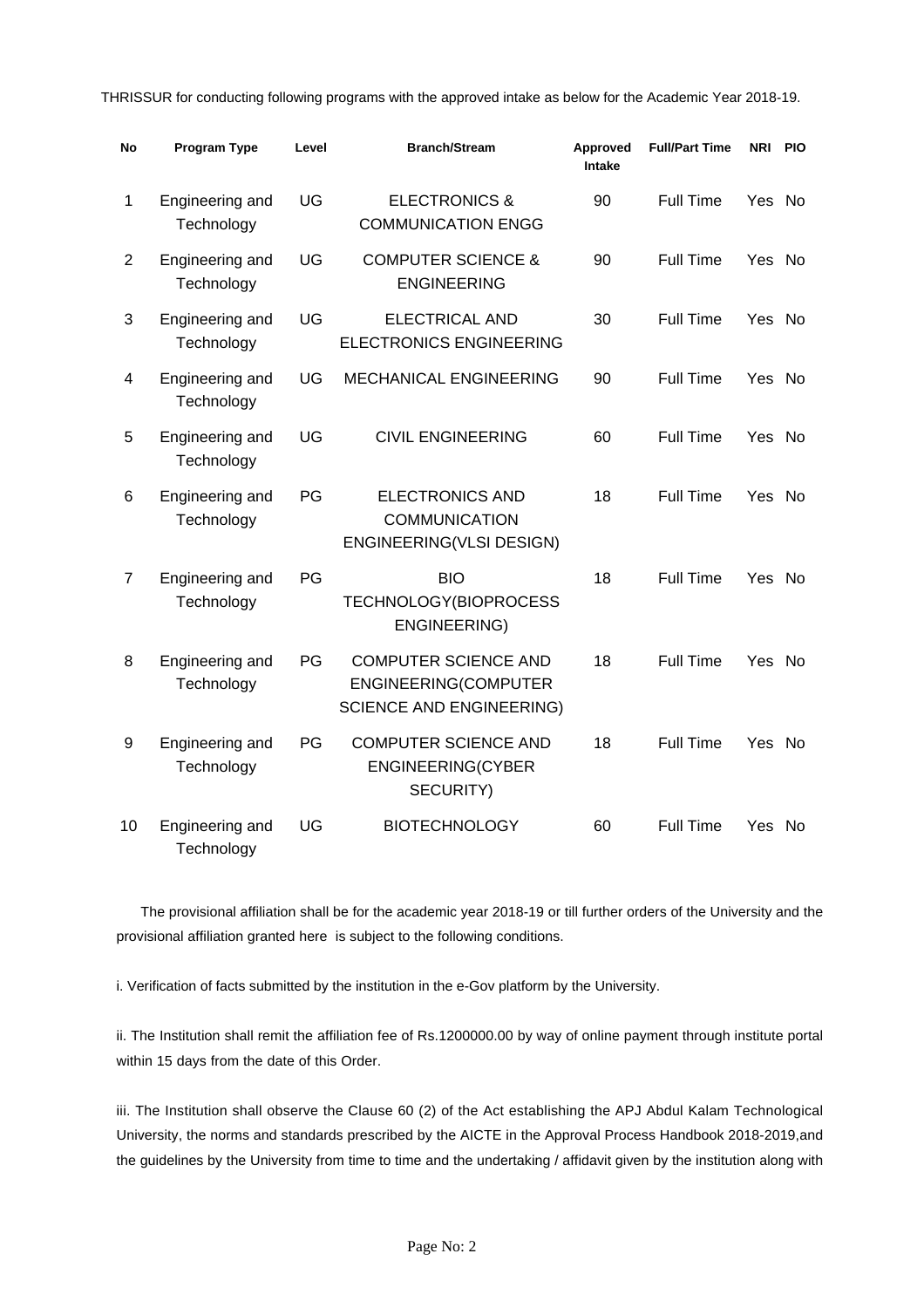THRISSUR for conducting following programs with the approved intake as below for the Academic Year 2018-19.

| No | Program Type | Level | Branch/Stream | Approved Intake | Full/Part Time | NRI | PIO |
|---|---|---|---|---|---|---|---|
| 1 | Engineering and Technology | UG | ELECTRONICS & COMMUNICATION ENGG | 90 | Full Time | Yes | No |
| 2 | Engineering and Technology | UG | COMPUTER SCIENCE & ENGINEERING | 90 | Full Time | Yes | No |
| 3 | Engineering and Technology | UG | ELECTRICAL AND ELECTRONICS ENGINEERING | 30 | Full Time | Yes | No |
| 4 | Engineering and Technology | UG | MECHANICAL ENGINEERING | 90 | Full Time | Yes | No |
| 5 | Engineering and Technology | UG | CIVIL ENGINEERING | 60 | Full Time | Yes | No |
| 6 | Engineering and Technology | PG | ELECTRONICS AND COMMUNICATION ENGINEERING(VLSI DESIGN) | 18 | Full Time | Yes | No |
| 7 | Engineering and Technology | PG | BIO TECHNOLOGY(BIOPROCESS ENGINEERING) | 18 | Full Time | Yes | No |
| 8 | Engineering and Technology | PG | COMPUTER SCIENCE AND ENGINEERING(COMPUTER SCIENCE AND ENGINEERING) | 18 | Full Time | Yes | No |
| 9 | Engineering and Technology | PG | COMPUTER SCIENCE AND ENGINEERING(CYBER SECURITY) | 18 | Full Time | Yes | No |
| 10 | Engineering and Technology | UG | BIOTECHNOLOGY | 60 | Full Time | Yes | No |

The provisional affiliation shall be for the academic year 2018-19 or till further orders of the University and the provisional affiliation granted here is subject to the following conditions.

i. Verification of facts submitted by the institution in the e-Gov platform by the University.

ii. The Institution shall remit the affiliation fee of Rs.1200000.00 by way of online payment through institute portal within 15 days from the date of this Order.

iii. The Institution shall observe the Clause 60 (2) of the Act establishing the APJ Abdul Kalam Technological University, the norms and standards prescribed by the AICTE in the Approval Process Handbook 2018-2019,and the guidelines by the University from time to time and the undertaking / affidavit given by the institution along with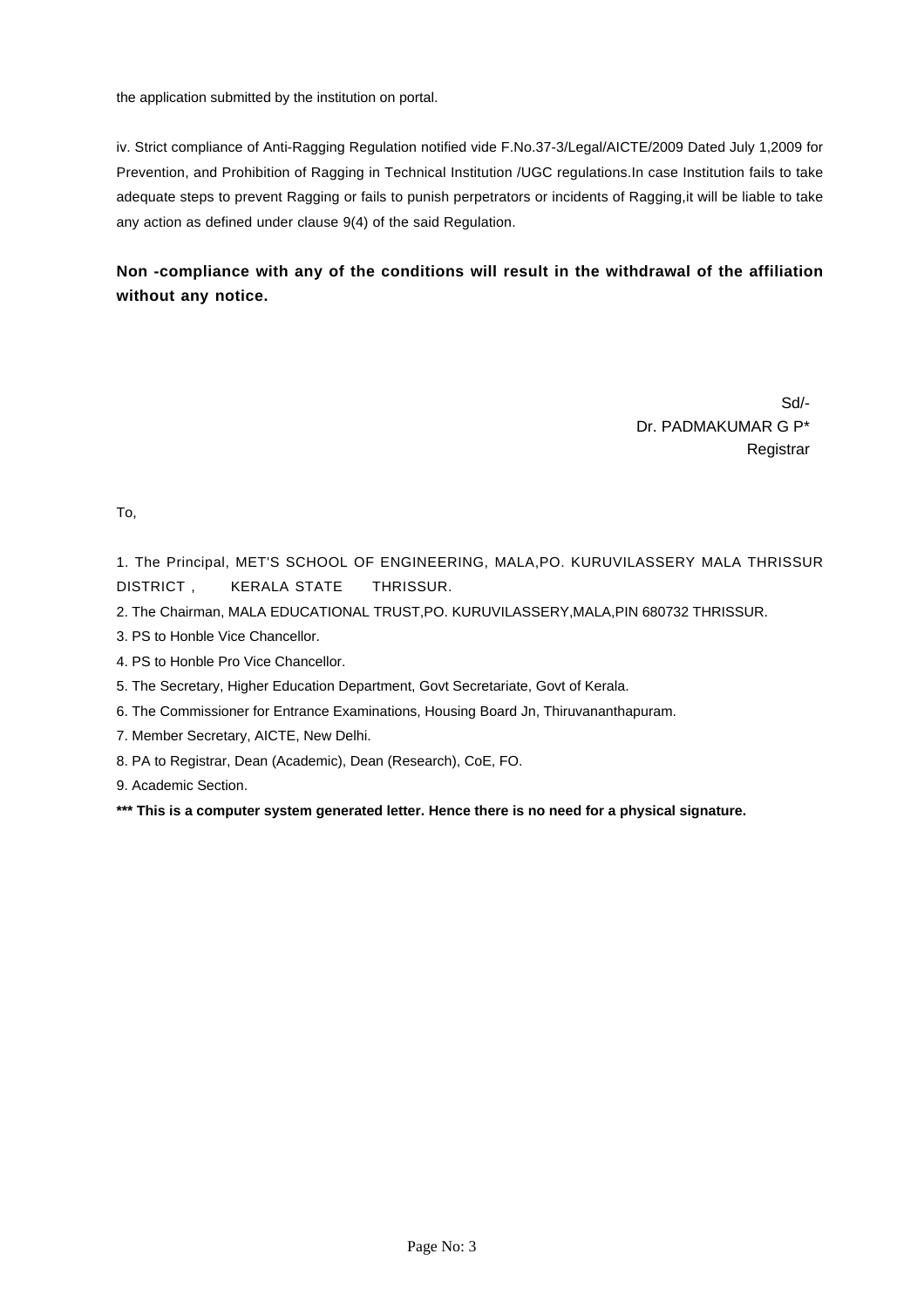the application submitted by the institution on portal.

iv. Strict compliance of Anti-Ragging Regulation notified vide F.No.37-3/Legal/AICTE/2009 Dated July 1,2009 for Prevention, and Prohibition of Ragging in Technical Institution /UGC regulations.In case Institution fails to take adequate steps to prevent Ragging or fails to punish perpetrators or incidents of Ragging,it will be liable to take any action as defined under clause 9(4) of the said Regulation.

**Non -compliance with any of the conditions will result in the withdrawal of the affiliation without any notice.**

Sd/-
Dr. PADMAKUMAR G P*
Registrar

To,

1. The Principal, MET'S SCHOOL OF ENGINEERING, MALA,PO. KURUVILASSERY MALA THRISSUR DISTRICT , KERALA STATE THRISSUR.
2. The Chairman, MALA EDUCATIONAL TRUST,PO. KURUVILASSERY,MALA,PIN 680732 THRISSUR.
3. PS to Honble Vice Chancellor.
4. PS to Honble Pro Vice Chancellor.
5. The Secretary, Higher Education Department, Govt Secretariate, Govt of Kerala.
6. The Commissioner for Entrance Examinations, Housing Board Jn, Thiruvananthapuram.
7. Member Secretary, AICTE, New Delhi.
8. PA to Registrar, Dean (Academic), Dean (Research), CoE, FO.
9. Academic Section.

**\*\*\* This is a computer system generated letter. Hence there is no need for a physical signature.**